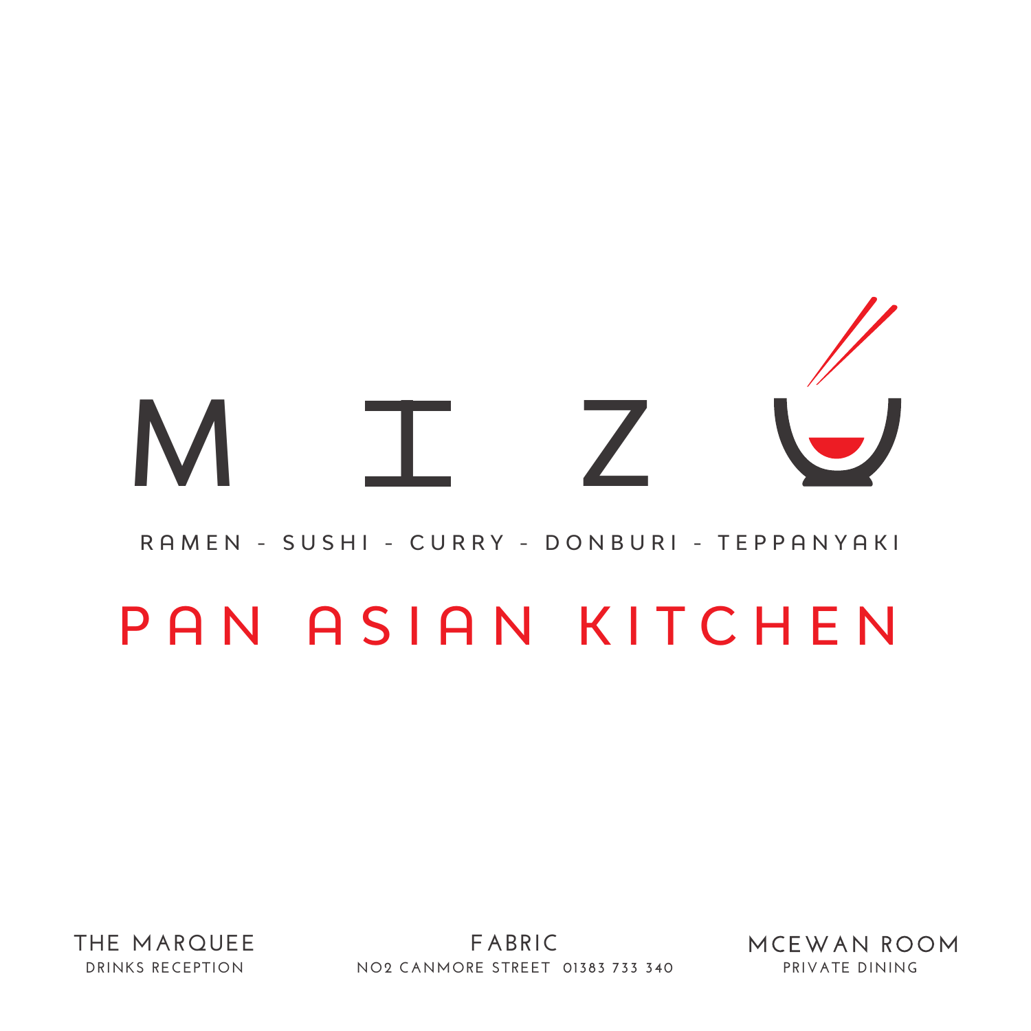# MIZU

RAMEN - SUSHI - CURRY - DONBURI - TEPPANYAKI

## PAN ASIAN KITCHEN

THE MARQUEE
DRINKS RECEPTION

FABRIC
NO2 CANMORE STREET 01383 733 340

MCEWAN ROOM
PRIVATE DINING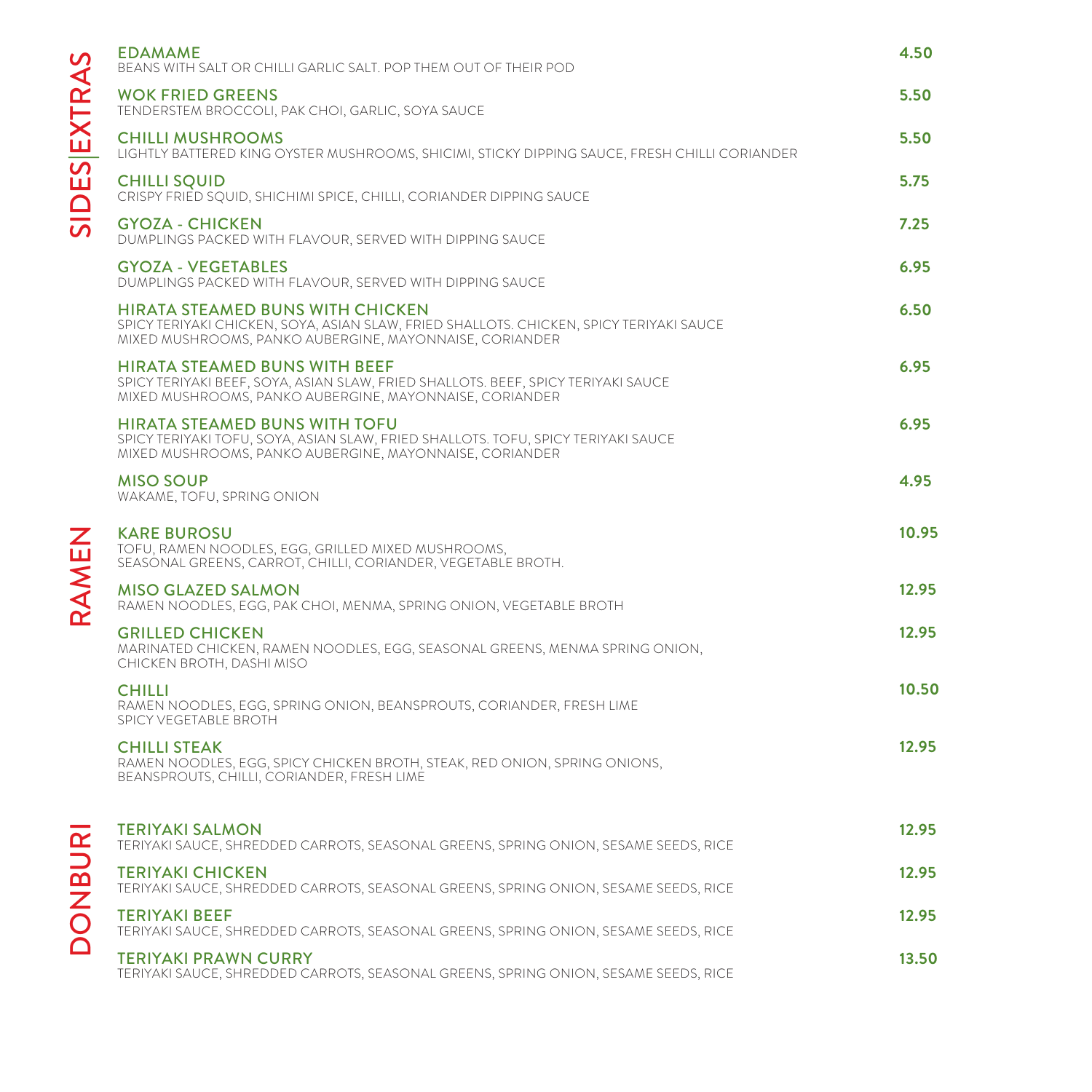## SIDES | EXTRAS

**EDAMAME** — **4.50**
BEANS WITH SALT OR CHILLI GARLIC SALT. POP THEM OUT OF THEIR POD

**WOK FRIED GREENS** — **5.50**
TENDERSTEM BROCCOLI, PAK CHOI, GARLIC, SOYA SAUCE

**CHILLI MUSHROOMS** — **5.50**
LIGHTLY BATTERED KING OYSTER MUSHROOMS, SHICIMI, STICKY DIPPING SAUCE, FRESH CHILLI CORIANDER

**CHILLI SQUID** — **5.75**
CRISPY FRIED SQUID, SHICHIMI SPICE, CHILLI, CORIANDER DIPPING SAUCE

**GYOZA - CHICKEN** — **7.25**
DUMPLINGS PACKED WITH FLAVOUR, SERVED WITH DIPPING SAUCE

**GYOZA - VEGETABLES** — **6.95**
DUMPLINGS PACKED WITH FLAVOUR, SERVED WITH DIPPING SAUCE

**HIRATA STEAMED BUNS WITH CHICKEN** — **6.50**
SPICY TERIYAKI CHICKEN, SOYA, ASIAN SLAW, FRIED SHALLOTS. CHICKEN, SPICY TERIYAKI SAUCE
MIXED MUSHROOMS, PANKO AUBERGINE, MAYONNAISE, CORIANDER

**HIRATA STEAMED BUNS WITH BEEF** — **6.95**
SPICY TERIYAKI BEEF, SOYA, ASIAN SLAW, FRIED SHALLOTS. BEEF, SPICY TERIYAKI SAUCE
MIXED MUSHROOMS, PANKO AUBERGINE, MAYONNAISE, CORIANDER

**HIRATA STEAMED BUNS WITH TOFU** — **6.95**
SPICY TERIYAKI TOFU, SOYA, ASIAN SLAW, FRIED SHALLOTS. TOFU, SPICY TERIYAKI SAUCE
MIXED MUSHROOMS, PANKO AUBERGINE, MAYONNAISE, CORIANDER

**MISO SOUP** — **4.95**
WAKAME, TOFU, SPRING ONION

## RAMEN

**KARE BUROSU** — **10.95**
TOFU, RAMEN NOODLES, EGG, GRILLED MIXED MUSHROOMS,
SEASONAL GREENS, CARROT, CHILLI, CORIANDER, VEGETABLE BROTH.

**MISO GLAZED SALMON** — **12.95**
RAMEN NOODLES, EGG, PAK CHOI, MENMA, SPRING ONION, VEGETABLE BROTH

**GRILLED CHICKEN** — **12.95**
MARINATED CHICKEN, RAMEN NOODLES, EGG, SEASONAL GREENS, MENMA SPRING ONION,
CHICKEN BROTH, DASHI MISO

**CHILLI** — **10.50**
RAMEN NOODLES, EGG, SPRING ONION, BEANSPROUTS, CORIANDER, FRESH LIME
SPICY VEGETABLE BROTH

**CHILLI STEAK** — **12.95**
RAMEN NOODLES, EGG, SPICY CHICKEN BROTH, STEAK, RED ONION, SPRING ONIONS,
BEANSPROUTS, CHILLI, CORIANDER, FRESH LIME

## DONBURI

**TERIYAKI SALMON** — **12.95**
TERIYAKI SAUCE, SHREDDED CARROTS, SEASONAL GREENS, SPRING ONION, SESAME SEEDS, RICE

**TERIYAKI CHICKEN** — **12.95**
TERIYAKI SAUCE, SHREDDED CARROTS, SEASONAL GREENS, SPRING ONION, SESAME SEEDS, RICE

**TERIYAKI BEEF** — **12.95**
TERIYAKI SAUCE, SHREDDED CARROTS, SEASONAL GREENS, SPRING ONION, SESAME SEEDS, RICE

**TERIYAKI PRAWN CURRY** — **13.50**
TERIYAKI SAUCE, SHREDDED CARROTS, SEASONAL GREENS, SPRING ONION, SESAME SEEDS, RICE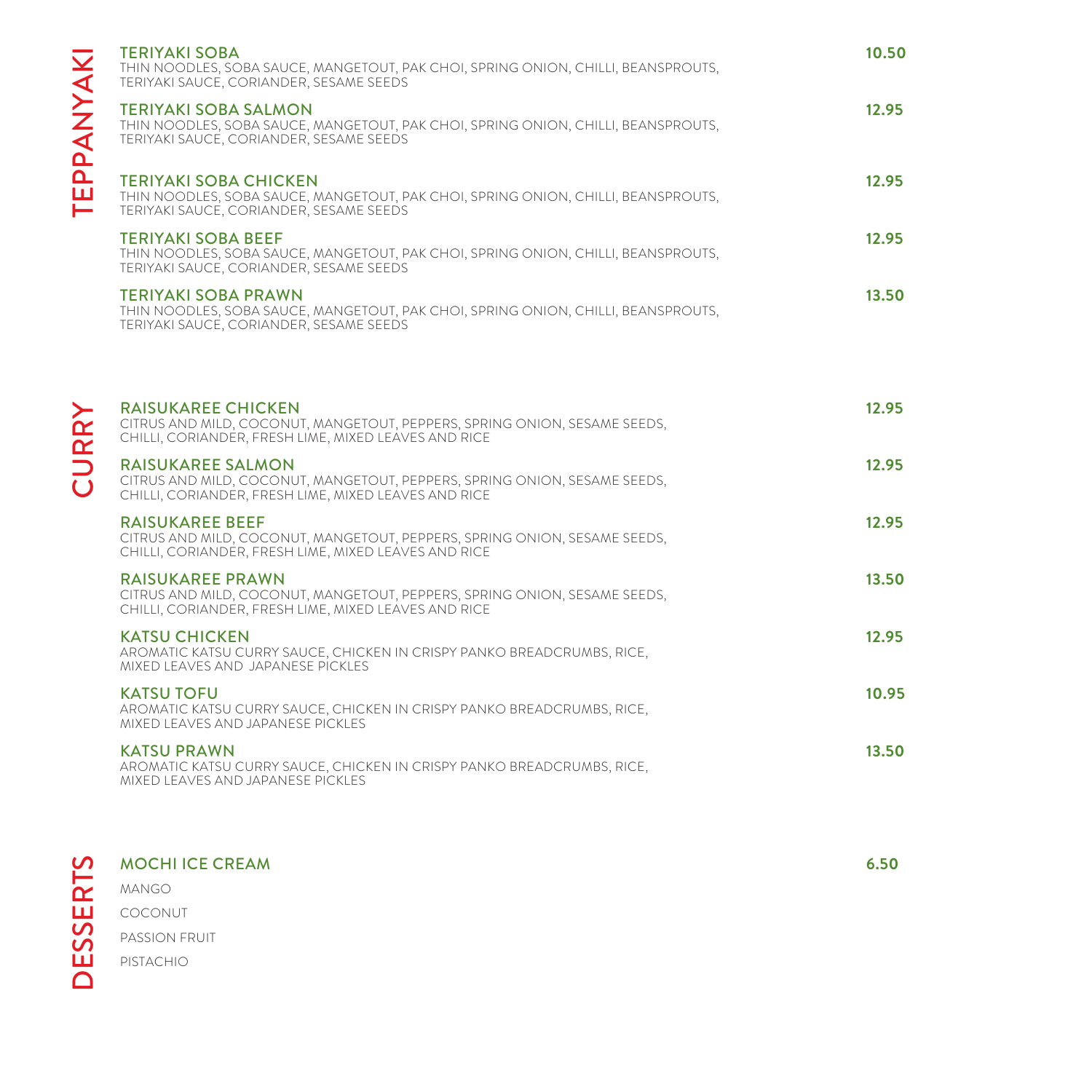## TEPPANYAKI

**TERIYAKI SOBA** — 10.50
THIN NOODLES, SOBA SAUCE, MANGETOUT, PAK CHOI, SPRING ONION, CHILLI, BEANSPROUTS, TERIYAKI SAUCE, CORIANDER, SESAME SEEDS

**TERIYAKI SOBA SALMON** — 12.95
THIN NOODLES, SOBA SAUCE, MANGETOUT, PAK CHOI, SPRING ONION, CHILLI, BEANSPROUTS, TERIYAKI SAUCE, CORIANDER, SESAME SEEDS

**TERIYAKI SOBA CHICKEN** — 12.95
THIN NOODLES, SOBA SAUCE, MANGETOUT, PAK CHOI, SPRING ONION, CHILLI, BEANSPROUTS, TERIYAKI SAUCE, CORIANDER, SESAME SEEDS

**TERIYAKI SOBA BEEF** — 12.95
THIN NOODLES, SOBA SAUCE, MANGETOUT, PAK CHOI, SPRING ONION, CHILLI, BEANSPROUTS, TERIYAKI SAUCE, CORIANDER, SESAME SEEDS

**TERIYAKI SOBA PRAWN** — 13.50
THIN NOODLES, SOBA SAUCE, MANGETOUT, PAK CHOI, SPRING ONION, CHILLI, BEANSPROUTS, TERIYAKI SAUCE, CORIANDER, SESAME SEEDS

## CURRY

**RAISUKAREE CHICKEN** — 12.95
CITRUS AND MILD, COCONUT, MANGETOUT, PEPPERS, SPRING ONION, SESAME SEEDS, CHILLI, CORIANDER, FRESH LIME, MIXED LEAVES AND RICE

**RAISUKAREE SALMON** — 12.95
CITRUS AND MILD, COCONUT, MANGETOUT, PEPPERS, SPRING ONION, SESAME SEEDS, CHILLI, CORIANDER, FRESH LIME, MIXED LEAVES AND RICE

**RAISUKAREE BEEF** — 12.95
CITRUS AND MILD, COCONUT, MANGETOUT, PEPPERS, SPRING ONION, SESAME SEEDS, CHILLI, CORIANDER, FRESH LIME, MIXED LEAVES AND RICE

**RAISUKAREE PRAWN** — 13.50
CITRUS AND MILD, COCONUT, MANGETOUT, PEPPERS, SPRING ONION, SESAME SEEDS, CHILLI, CORIANDER, FRESH LIME, MIXED LEAVES AND RICE

**KATSU CHICKEN** — 12.95
AROMATIC KATSU CURRY SAUCE, CHICKEN IN CRISPY PANKO BREADCRUMBS, RICE, MIXED LEAVES AND JAPANESE PICKLES

**KATSU TOFU** — 10.95
AROMATIC KATSU CURRY SAUCE, CHICKEN IN CRISPY PANKO BREADCRUMBS, RICE, MIXED LEAVES AND JAPANESE PICKLES

**KATSU PRAWN** — 13.50
AROMATIC KATSU CURRY SAUCE, CHICKEN IN CRISPY PANKO BREADCRUMBS, RICE, MIXED LEAVES AND JAPANESE PICKLES

## DESSERTS

**MOCHI ICE CREAM** — 6.50

MANGO
COCONUT
PASSION FRUIT
PISTACHIO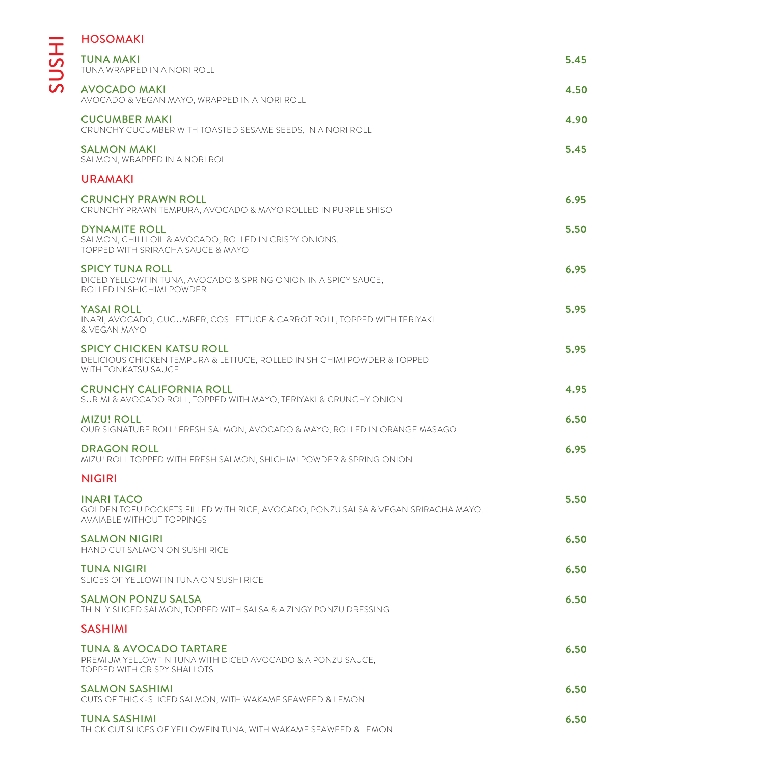# SUSHI

## HOSOMAKI

**TUNA MAKI** — 5.45
TUNA WRAPPED IN A NORI ROLL

**AVOCADO MAKI** — 4.50
AVOCADO & VEGAN MAYO, WRAPPED IN A NORI ROLL

**CUCUMBER MAKI** — 4.90
CRUNCHY CUCUMBER WITH TOASTED SESAME SEEDS, IN A NORI ROLL

**SALMON MAKI** — 5.45
SALMON, WRAPPED IN A NORI ROLL

## URAMAKI

**CRUNCHY PRAWN ROLL** — 6.95
CRUNCHY PRAWN TEMPURA, AVOCADO & MAYO ROLLED IN PURPLE SHISO

**DYNAMITE ROLL** — 5.50
SALMON, CHILLI OIL & AVOCADO, ROLLED IN CRISPY ONIONS.
TOPPED WITH SRIRACHA SAUCE & MAYO

**SPICY TUNA ROLL** — 6.95
DICED YELLOWFIN TUNA, AVOCADO & SPRING ONION IN A SPICY SAUCE,
ROLLED IN SHICHIMI POWDER

**YASAI ROLL** — 5.95
INARI, AVOCADO, CUCUMBER, COS LETTUCE & CARROT ROLL, TOPPED WITH TERIYAKI
& VEGAN MAYO

**SPICY CHICKEN KATSU ROLL** — 5.95
DELICIOUS CHICKEN TEMPURA & LETTUCE, ROLLED IN SHICHIMI POWDER & TOPPED
WITH TONKATSU SAUCE

**CRUNCHY CALIFORNIA ROLL** — 4.95
SURIMI & AVOCADO ROLL, TOPPED WITH MAYO, TERIYAKI & CRUNCHY ONION

**MIZU! ROLL** — 6.50
OUR SIGNATURE ROLL! FRESH SALMON, AVOCADO & MAYO, ROLLED IN ORANGE MASAGO

**DRAGON ROLL** — 6.95
MIZU! ROLL TOPPED WITH FRESH SALMON, SHICHIMI POWDER & SPRING ONION

## NIGIRI

**INARI TACO** — 5.50
GOLDEN TOFU POCKETS FILLED WITH RICE, AVOCADO, PONZU SALSA & VEGAN SRIRACHA MAYO.
AVAIABLE WITHOUT TOPPINGS

**SALMON NIGIRI** — 6.50
HAND CUT SALMON ON SUSHI RICE

**TUNA NIGIRI** — 6.50
SLICES OF YELLOWFIN TUNA ON SUSHI RICE

**SALMON PONZU SALSA** — 6.50
THINLY SLICED SALMON, TOPPED WITH SALSA & A ZINGY PONZU DRESSING

## SASHIMI

**TUNA & AVOCADO TARTARE** — 6.50
PREMIUM YELLOWFIN TUNA WITH DICED AVOCADO & A PONZU SAUCE,
TOPPED WITH CRISPY SHALLOTS

**SALMON SASHIMI** — 6.50
CUTS OF THICK-SLICED SALMON, WITH WAKAME SEAWEED & LEMON

**TUNA SASHIMI** — 6.50
THICK CUT SLICES OF YELLOWFIN TUNA, WITH WAKAME SEAWEED & LEMON